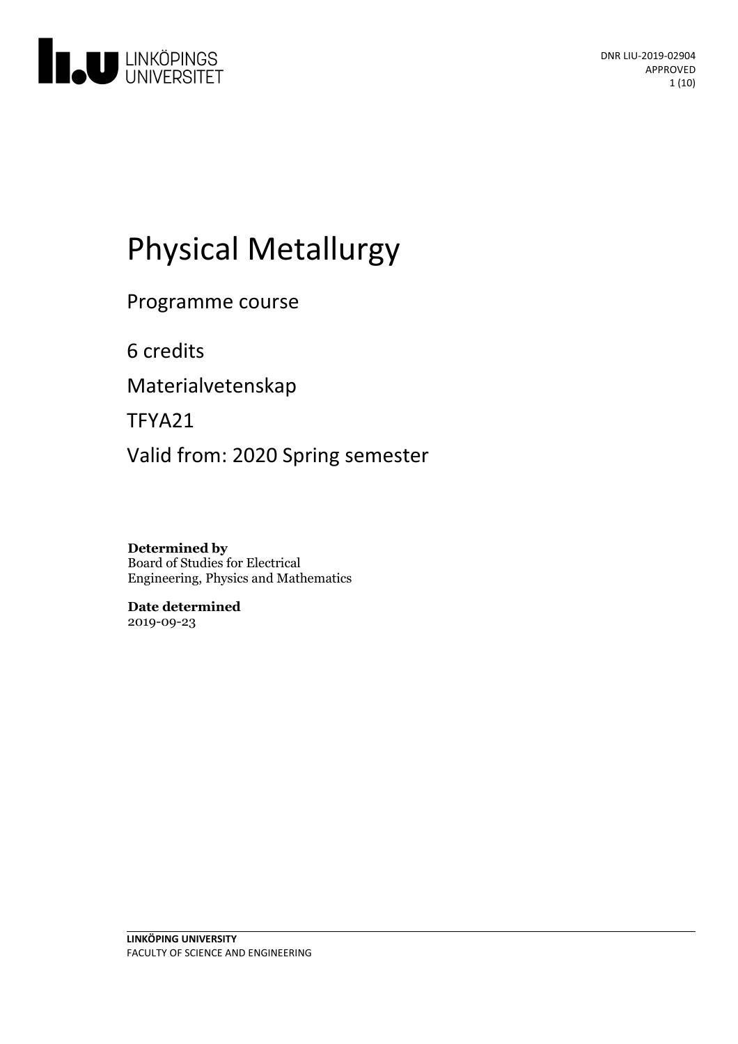DNR LIU-2019-02904
APPROVED

# Physical Metallurgy

Programme course

6 credits

Materialvetenskap

TFYA21

Valid from: 2020 Spring semester

**Determined by**
Board of Studies for Electrical Engineering, Physics and Mathematics

**Date determined**
2019-09-23

**LINKÖPING UNIVERSITY**
FACULTY OF SCIENCE AND ENGINEERING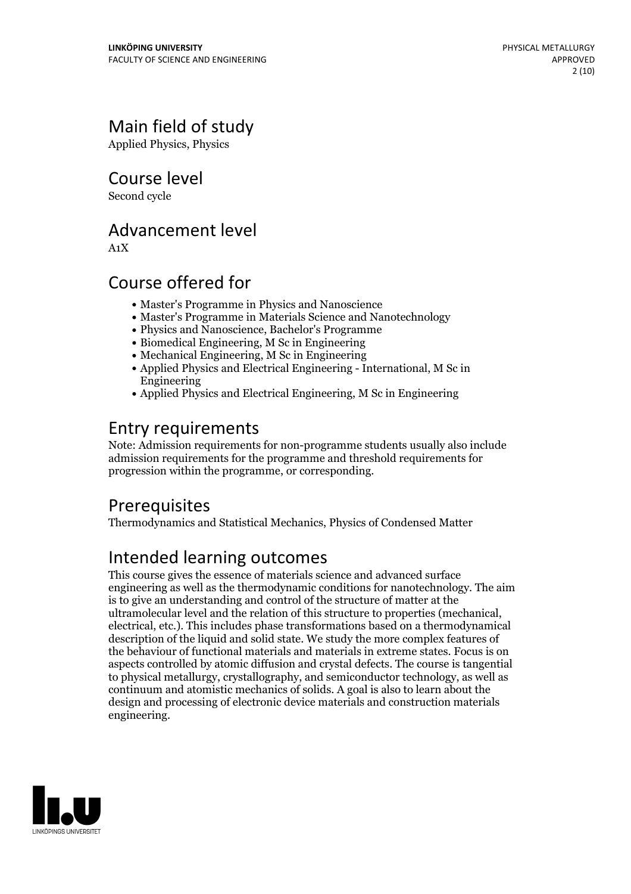## Main field of study

Applied Physics, Physics

## Course level

Second cycle

## Advancement level

A1X

## Course offered for

- Master's Programme in Physics and Nanoscience
- Master's Programme in Materials Science and Nanotechnology
- Physics and Nanoscience, Bachelor's Programme
- Biomedical Engineering, M Sc in Engineering
- Mechanical Engineering, M Sc in Engineering
- Applied Physics and Electrical Engineering - International, M Sc in Engineering
- Applied Physics and Electrical Engineering, M Sc in Engineering

## Entry requirements

Note: Admission requirements for non-programme students usually also include admission requirements for the programme and threshold requirements for progression within the programme, or corresponding.

## Prerequisites

Thermodynamics and Statistical Mechanics, Physics of Condensed Matter

## Intended learning outcomes

This course gives the essence of materials science and advanced surface engineering as well as the thermodynamic conditions for nanotechnology. The aim is to give an understanding and control of the structure of matter at the ultramolecular level and the relation of this structure to properties (mechanical, electrical, etc.). This includes phase transformations based on a thermodynamical description of the liquid and solid state. We study the more complex features of the behaviour of functional materials and materials in extreme states. Focus is on aspects controlled by atomic diffusion and crystal defects. The course is tangential to physical metallurgy, crystallography, and semiconductor technology, as well as continuum and atomistic mechanics of solids. A goal is also to learn about the design and processing of electronic device materials and construction materials engineering.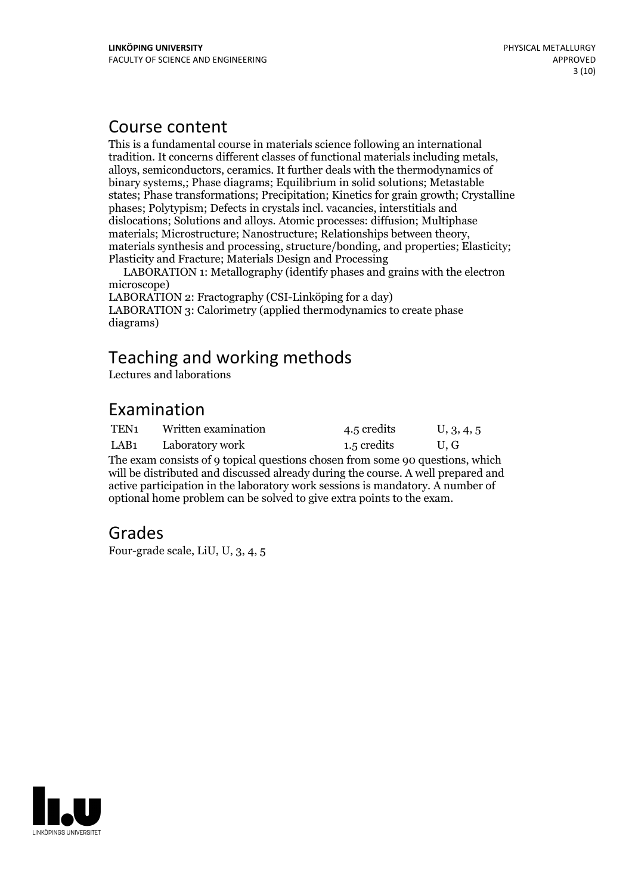## Course content

This is a fundamental course in materials science following an international tradition. It concerns different classes of functional materials including metals, alloys, semiconductors, ceramics. It further deals with the thermodynamics of binary systems,; Phase diagrams; Equilibrium in solid solutions; Metastable states; Phase transformations; Precipitation; Kinetics for grain growth; Crystalline phases; Polytypism; Defects in crystals incl. vacancies, interstitials and dislocations; Solutions and alloys. Atomic processes: diffusion; Multiphase materials; Microstructure; Nanostructure; Relationships between theory, materials synthesis and processing, structure/bonding, and properties; Elasticity; Plasticity and Fracture; Materials Design and Processing

LABORATION 1: Metallography (identify phases and grains with the electron microscope)
LABORATION 2: Fractography (CSI-Linköping for a day)
LABORATION 3: Calorimetry (applied thermodynamics to create phase diagrams)

## Teaching and working methods

Lectures and laborations

## Examination

| | | | |
|---|---|---|---|
| TEN1 | Written examination | 4.5 credits | U, 3, 4, 5 |
| LAB1 | Laboratory work | 1.5 credits | U, G |

The exam consists of 9 topical questions chosen from some 90 questions, which will be distributed and discussed already during the course. A well prepared and active participation in the laboratory work sessions is mandatory. A number of optional home problem can be solved to give extra points to the exam.

## Grades

Four-grade scale, LiU, U, 3, 4, 5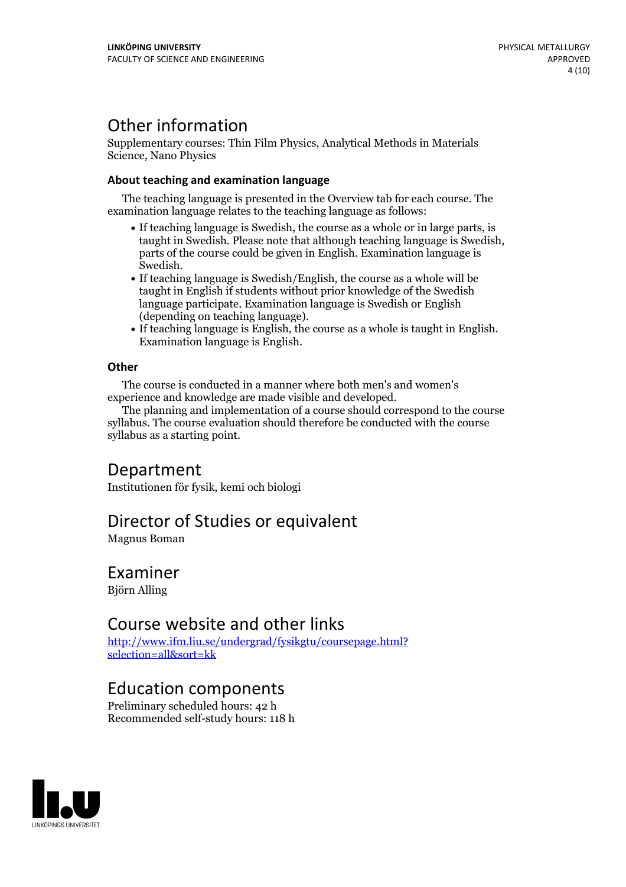# Other information

Supplementary courses: Thin Film Physics, Analytical Methods in Materials Science, Nano Physics

### About teaching and examination language

The teaching language is presented in the Overview tab for each course. The examination language relates to the teaching language as follows:

- If teaching language is Swedish, the course as a whole or in large parts, is taught in Swedish. Please note that although teaching language is Swedish, parts of the course could be given in English. Examination language is Swedish.
- If teaching language is Swedish/English, the course as a whole will be taught in English if students without prior knowledge of the Swedish language participate. Examination language is Swedish or English (depending on teaching language).
- If teaching language is English, the course as a whole is taught in English. Examination language is English.

### Other

The course is conducted in a manner where both men's and women's experience and knowledge are made visible and developed.

The planning and implementation of a course should correspond to the course syllabus. The course evaluation should therefore be conducted with the course syllabus as a starting point.

# Department

Institutionen för fysik, kemi och biologi

# Director of Studies or equivalent

Magnus Boman

# Examiner

Björn Alling

# Course website and other links

[http://www.ifm.liu.se/undergrad/fysikgtu/coursepage.html?selection=all&sort=kk](http://www.ifm.liu.se/undergrad/fysikgtu/coursepage.html?selection=all&sort=kk)

# Education components

Preliminary scheduled hours: 42 h
Recommended self-study hours: 118 h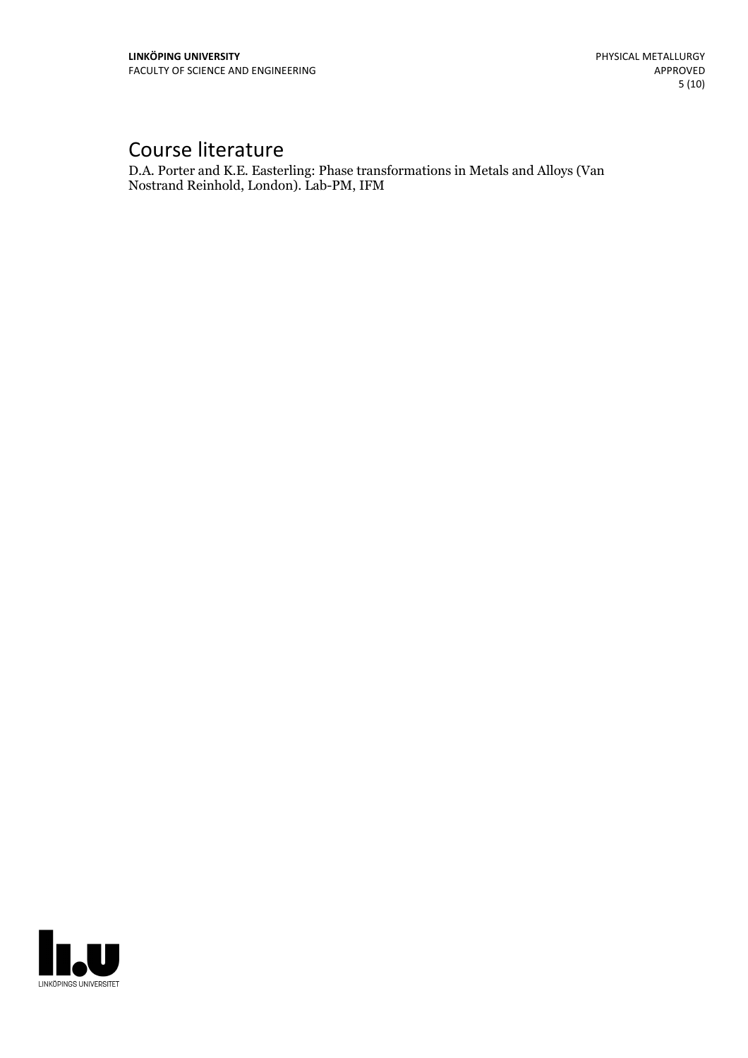# Course literature

D.A. Porter and K.E. Easterling: Phase transformations in Metals and Alloys (Van Nostrand Reinhold, London). Lab-PM, IFM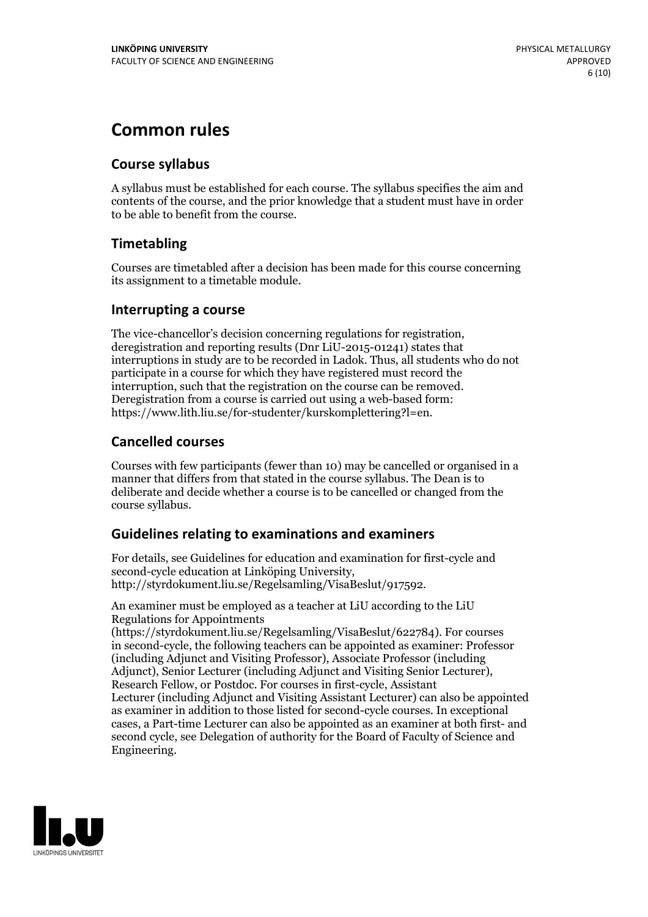# Common rules

## Course syllabus

A syllabus must be established for each course. The syllabus specifies the aim and contents of the course, and the prior knowledge that a student must have in order to be able to benefit from the course.

## Timetabling

Courses are timetabled after a decision has been made for this course concerning its assignment to a timetable module.

## Interrupting a course

The vice-chancellor's decision concerning regulations for registration, deregistration and reporting results (Dnr LiU-2015-01241) states that interruptions in study are to be recorded in Ladok. Thus, all students who do not participate in a course for which they have registered must record the interruption, such that the registration on the course can be removed. Deregistration from a course is carried out using a web-based form: https://www.lith.liu.se/for-studenter/kurskomplettering?l=en.

## Cancelled courses

Courses with few participants (fewer than 10) may be cancelled or organised in a manner that differs from that stated in the course syllabus. The Dean is to deliberate and decide whether a course is to be cancelled or changed from the course syllabus.

## Guidelines relating to examinations and examiners

For details, see Guidelines for education and examination for first-cycle and second-cycle education at Linköping University, http://styrdokument.liu.se/Regelsamling/VisaBeslut/917592.

An examiner must be employed as a teacher at LiU according to the LiU Regulations for Appointments (https://styrdokument.liu.se/Regelsamling/VisaBeslut/622784). For courses in second-cycle, the following teachers can be appointed as examiner: Professor (including Adjunct and Visiting Professor), Associate Professor (including Adjunct), Senior Lecturer (including Adjunct and Visiting Senior Lecturer), Research Fellow, or Postdoc. For courses in first-cycle, Assistant Lecturer (including Adjunct and Visiting Assistant Lecturer) can also be appointed as examiner in addition to those listed for second-cycle courses. In exceptional cases, a Part-time Lecturer can also be appointed as an examiner at both first- and second cycle, see Delegation of authority for the Board of Faculty of Science and Engineering.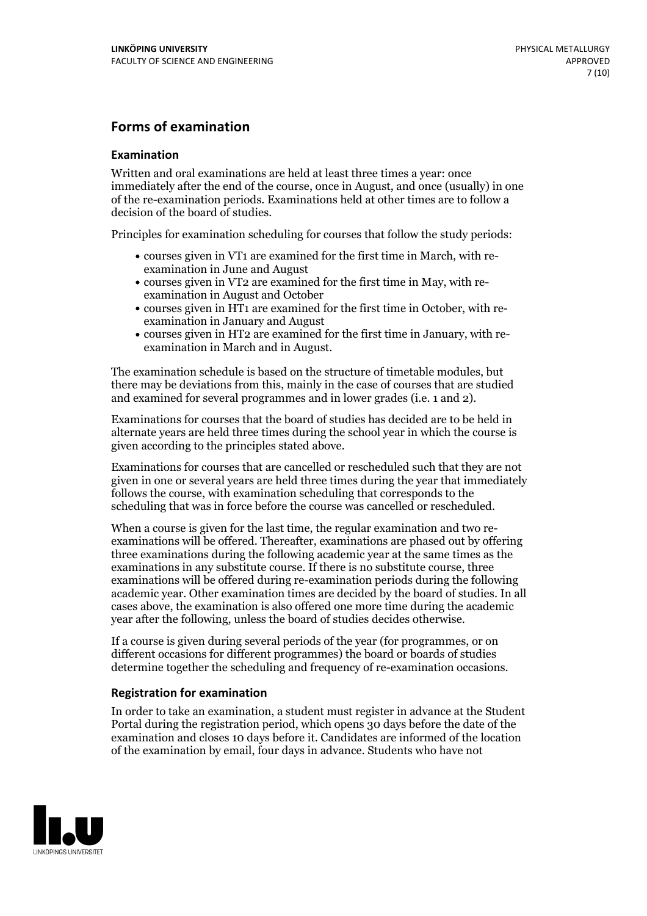## Forms of examination

### Examination

Written and oral examinations are held at least three times a year: once immediately after the end of the course, once in August, and once (usually) in one of the re-examination periods. Examinations held at other times are to follow a decision of the board of studies.

Principles for examination scheduling for courses that follow the study periods:

- courses given in VT1 are examined for the first time in March, with re-examination in June and August
- courses given in VT2 are examined for the first time in May, with re-examination in August and October
- courses given in HT1 are examined for the first time in October, with re-examination in January and August
- courses given in HT2 are examined for the first time in January, with re-examination in March and in August.

The examination schedule is based on the structure of timetable modules, but there may be deviations from this, mainly in the case of courses that are studied and examined for several programmes and in lower grades (i.e. 1 and 2).

Examinations for courses that the board of studies has decided are to be held in alternate years are held three times during the school year in which the course is given according to the principles stated above.

Examinations for courses that are cancelled or rescheduled such that they are not given in one or several years are held three times during the year that immediately follows the course, with examination scheduling that corresponds to the scheduling that was in force before the course was cancelled or rescheduled.

When a course is given for the last time, the regular examination and two re-examinations will be offered. Thereafter, examinations are phased out by offering three examinations during the following academic year at the same times as the examinations in any substitute course. If there is no substitute course, three examinations will be offered during re-examination periods during the following academic year. Other examination times are decided by the board of studies. In all cases above, the examination is also offered one more time during the academic year after the following, unless the board of studies decides otherwise.

If a course is given during several periods of the year (for programmes, or on different occasions for different programmes) the board or boards of studies determine together the scheduling and frequency of re-examination occasions.

### Registration for examination

In order to take an examination, a student must register in advance at the Student Portal during the registration period, which opens 30 days before the date of the examination and closes 10 days before it. Candidates are informed of the location of the examination by email, four days in advance. Students who have not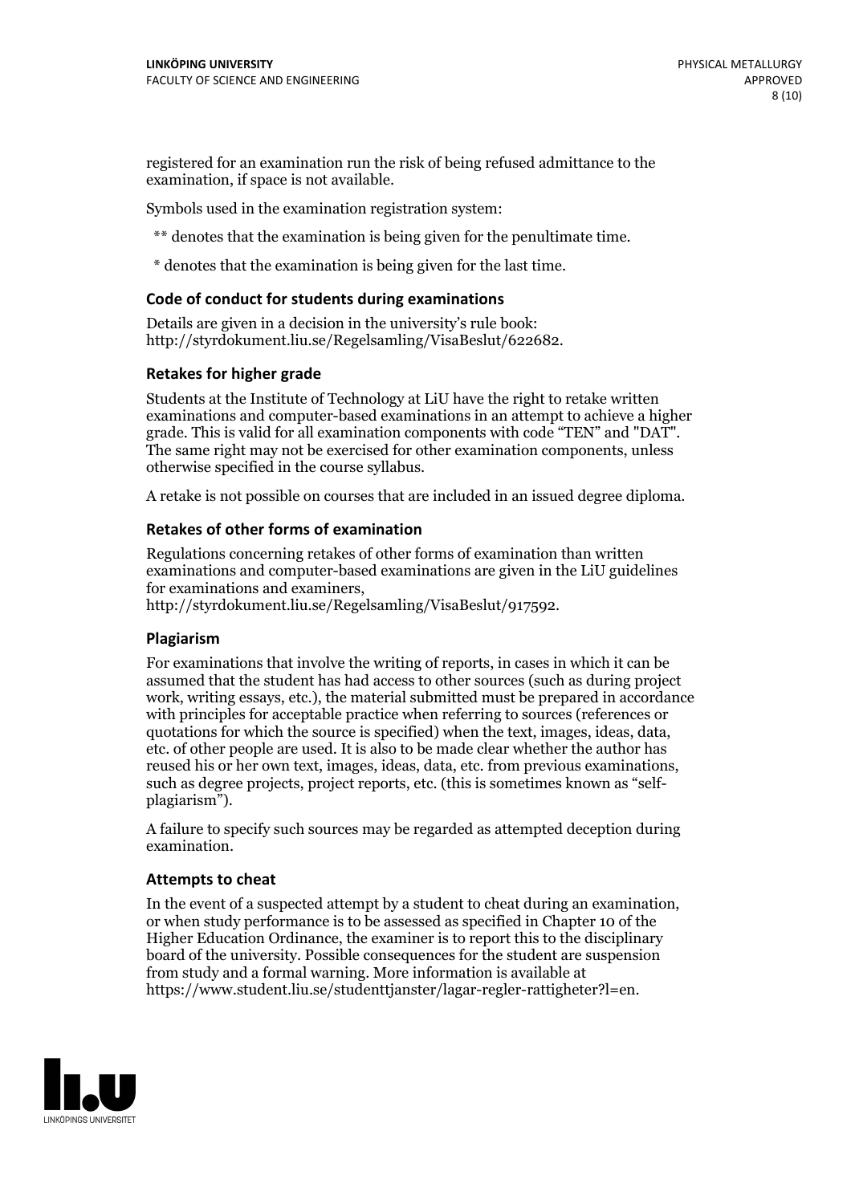registered for an examination run the risk of being refused admittance to the examination, if space is not available.

Symbols used in the examination registration system:

** denotes that the examination is being given for the penultimate time.

* denotes that the examination is being given for the last time.

### Code of conduct for students during examinations

Details are given in a decision in the university's rule book: http://styrdokument.liu.se/Regelsamling/VisaBeslut/622682.

### Retakes for higher grade

Students at the Institute of Technology at LiU have the right to retake written examinations and computer-based examinations in an attempt to achieve a higher grade. This is valid for all examination components with code "TEN" and "DAT". The same right may not be exercised for other examination components, unless otherwise specified in the course syllabus.

A retake is not possible on courses that are included in an issued degree diploma.

### Retakes of other forms of examination

Regulations concerning retakes of other forms of examination than written examinations and computer-based examinations are given in the LiU guidelines for examinations and examiners, http://styrdokument.liu.se/Regelsamling/VisaBeslut/917592.

### Plagiarism

For examinations that involve the writing of reports, in cases in which it can be assumed that the student has had access to other sources (such as during project work, writing essays, etc.), the material submitted must be prepared in accordance with principles for acceptable practice when referring to sources (references or quotations for which the source is specified) when the text, images, ideas, data, etc. of other people are used. It is also to be made clear whether the author has reused his or her own text, images, ideas, data, etc. from previous examinations, such as degree projects, project reports, etc. (this is sometimes known as "self-plagiarism").

A failure to specify such sources may be regarded as attempted deception during examination.

### Attempts to cheat

In the event of a suspected attempt by a student to cheat during an examination, or when study performance is to be assessed as specified in Chapter 10 of the Higher Education Ordinance, the examiner is to report this to the disciplinary board of the university. Possible consequences for the student are suspension from study and a formal warning. More information is available at https://www.student.liu.se/studenttjanster/lagar-regler-rattigheter?l=en.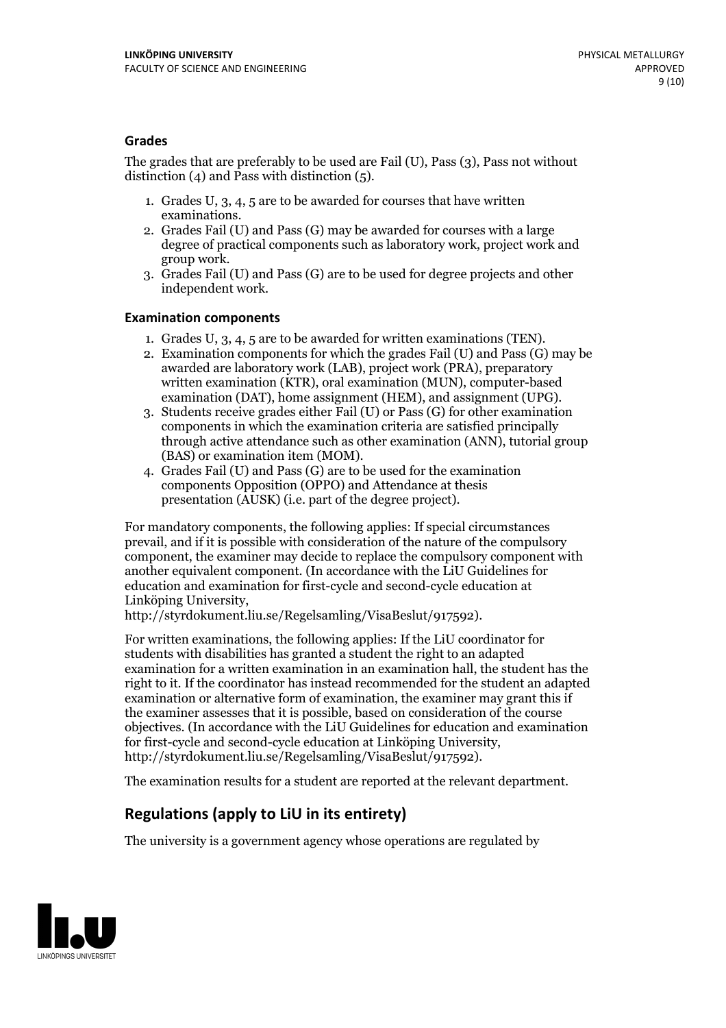### Grades

The grades that are preferably to be used are Fail (U), Pass (3), Pass not without distinction (4) and Pass with distinction (5).

1. Grades U, 3, 4, 5 are to be awarded for courses that have written examinations.
2. Grades Fail (U) and Pass (G) may be awarded for courses with a large degree of practical components such as laboratory work, project work and group work.
3. Grades Fail (U) and Pass (G) are to be used for degree projects and other independent work.

### Examination components

1. Grades U, 3, 4, 5 are to be awarded for written examinations (TEN).
2. Examination components for which the grades Fail (U) and Pass (G) may be awarded are laboratory work (LAB), project work (PRA), preparatory written examination (KTR), oral examination (MUN), computer-based examination (DAT), home assignment (HEM), and assignment (UPG).
3. Students receive grades either Fail (U) or Pass (G) for other examination components in which the examination criteria are satisfied principally through active attendance such as other examination (ANN), tutorial group (BAS) or examination item (MOM).
4. Grades Fail (U) and Pass (G) are to be used for the examination components Opposition (OPPO) and Attendance at thesis presentation (AUSK) (i.e. part of the degree project).

For mandatory components, the following applies: If special circumstances prevail, and if it is possible with consideration of the nature of the compulsory component, the examiner may decide to replace the compulsory component with another equivalent component. (In accordance with the LiU Guidelines for education and examination for first-cycle and second-cycle education at Linköping University, http://styrdokument.liu.se/Regelsamling/VisaBeslut/917592).

For written examinations, the following applies: If the LiU coordinator for students with disabilities has granted a student the right to an adapted examination for a written examination in an examination hall, the student has the right to it. If the coordinator has instead recommended for the student an adapted examination or alternative form of examination, the examiner may grant this if the examiner assesses that it is possible, based on consideration of the course objectives. (In accordance with the LiU Guidelines for education and examination for first-cycle and second-cycle education at Linköping University, http://styrdokument.liu.se/Regelsamling/VisaBeslut/917592).

The examination results for a student are reported at the relevant department.

## Regulations (apply to LiU in its entirety)

The university is a government agency whose operations are regulated by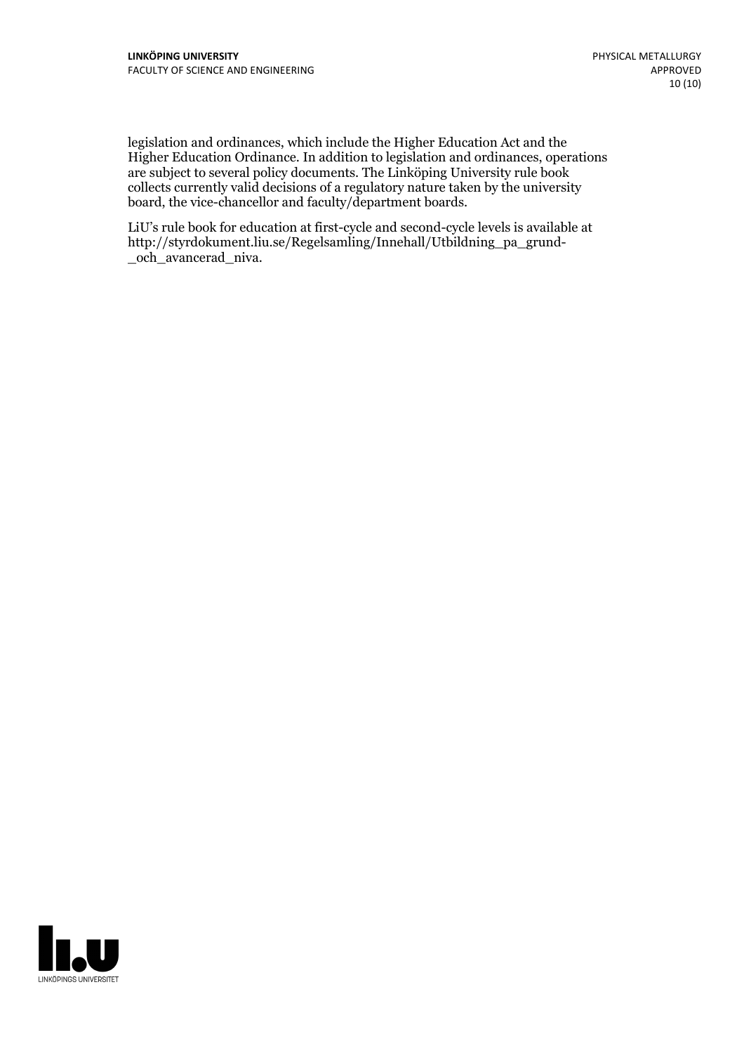legislation and ordinances, which include the Higher Education Act and the Higher Education Ordinance. In addition to legislation and ordinances, operations are subject to several policy documents. The Linköping University rule book collects currently valid decisions of a regulatory nature taken by the university board, the vice-chancellor and faculty/department boards.

LiU's rule book for education at first-cycle and second-cycle levels is available at http://styrdokument.liu.se/Regelsamling/Innehall/Utbildning_pa_grund-_och_avancerad_niva.